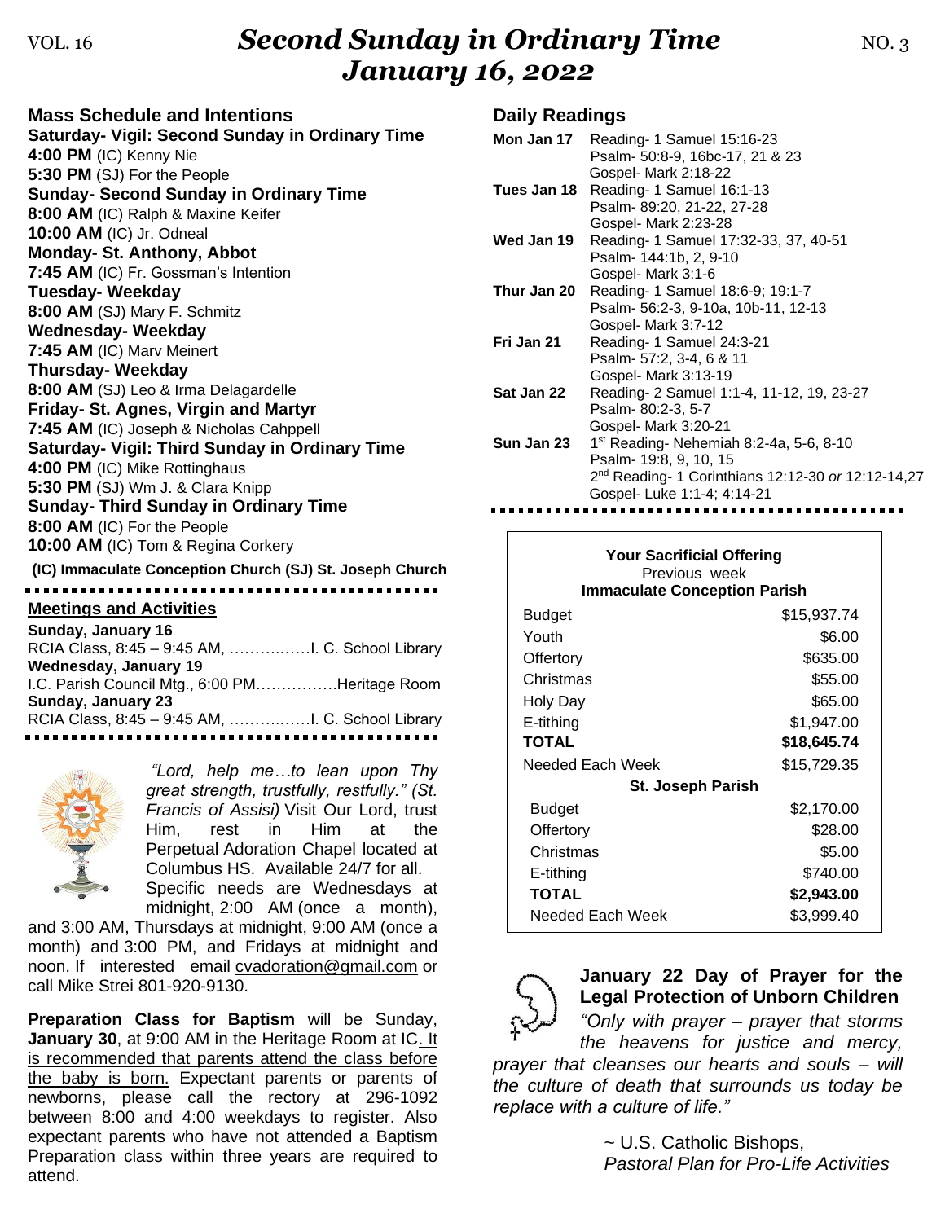# *Second Sunday in Ordinary Time*
# *January 16, 2022*

VOL. 16 NO. 3

## Mass Schedule and Intentions

**Saturday- Vigil: Second Sunday in Ordinary Time**
**4:00 PM** (IC) Kenny Nie
**5:30 PM** (SJ) For the People

**Sunday- Second Sunday in Ordinary Time**
**8:00 AM** (IC) Ralph & Maxine Keifer
**10:00 AM** (IC) Jr. Odneal

**Monday- St. Anthony, Abbot**
**7:45 AM** (IC) Fr. Gossman's Intention

**Tuesday- Weekday**
**8:00 AM** (SJ) Mary F. Schmitz

**Wednesday- Weekday**
**7:45 AM** (IC) Marv Meinert

**Thursday- Weekday**
**8:00 AM** (SJ) Leo & Irma Delagardelle

**Friday- St. Agnes, Virgin and Martyr**
**7:45 AM** (IC) Joseph & Nicholas Cahppell

**Saturday- Vigil: Third Sunday in Ordinary Time**
**4:00 PM** (IC) Mike Rottinghaus
**5:30 PM** (SJ) Wm J. & Clara Knipp

**Sunday- Third Sunday in Ordinary Time**
**8:00 AM** (IC) For the People
**10:00 AM** (IC) Tom & Regina Corkery

**(IC) Immaculate Conception Church (SJ) St. Joseph Church**

## Meetings and Activities

**Sunday, January 16**
RCIA Class, 8:45 – 9:45 AM, ……………I. C. School Library

**Wednesday, January 19**
I.C. Parish Council Mtg., 6:00 PM…………….Heritage Room

**Sunday, January 23**
RCIA Class, 8:45 – 9:45 AM, ……………I. C. School Library

*"Lord, help me…to lean upon Thy great strength, trustfully, restfully." (St. Francis of Assisi)* Visit Our Lord, trust Him, rest in Him at the Perpetual Adoration Chapel located at Columbus HS. Available 24/7 for all. Specific needs are Wednesdays at midnight, 2:00 AM (once a month), and 3:00 AM, Thursdays at midnight, 9:00 AM (once a month) and 3:00 PM, and Fridays at midnight and noon. If interested email cvadoration@gmail.com or call Mike Strei 801-920-9130.

**Preparation Class for Baptism** will be Sunday, **January 30**, at 9:00 AM in the Heritage Room at IC. It is recommended that parents attend the class before the baby is born. Expectant parents or parents of newborns, please call the rectory at 296-1092 between 8:00 and 4:00 weekdays to register. Also expectant parents who have not attended a Baptism Preparation class within three years are required to attend.

## Daily Readings

| | |
|---|---|
| **Mon Jan 17** | Reading- 1 Samuel 15:16-23<br>Psalm- 50:8-9, 16bc-17, 21 & 23<br>Gospel- Mark 2:18-22 |
| **Tues Jan 18** | Reading- 1 Samuel 16:1-13<br>Psalm- 89:20, 21-22, 27-28<br>Gospel- Mark 2:23-28 |
| **Wed Jan 19** | Reading- 1 Samuel 17:32-33, 37, 40-51<br>Psalm- 144:1b, 2, 9-10<br>Gospel- Mark 3:1-6 |
| **Thur Jan 20** | Reading- 1 Samuel 18:6-9; 19:1-7<br>Psalm- 56:2-3, 9-10a, 10b-11, 12-13<br>Gospel- Mark 3:7-12 |
| **Fri Jan 21** | Reading- 1 Samuel 24:3-21<br>Psalm- 57:2, 3-4, 6 & 11<br>Gospel- Mark 3:13-19 |
| **Sat Jan 22** | Reading- 2 Samuel 1:1-4, 11-12, 19, 23-27<br>Psalm- 80:2-3, 5-7<br>Gospel- Mark 3:20-21 |
| **Sun Jan 23** | 1st Reading- Nehemiah 8:2-4a, 5-6, 8-10<br>Psalm- 19:8, 9, 10, 15<br>2nd Reading- 1 Corinthians 12:12-30 *or* 12:12-14,27<br>Gospel- Luke 1:1-4; 4:14-21 |

**Your Sacrificial Offering**
Previous week

| **Immaculate Conception Parish** | |
|---|---|
| Budget | $15,937.74 |
| Youth | $6.00 |
| Offertory | $635.00 |
| Christmas | $55.00 |
| Holy Day | $65.00 |
| E-tithing | $1,947.00 |
| **TOTAL** | **$18,645.74** |
| Needed Each Week | $15,729.35 |
| **St. Joseph Parish** | |
| Budget | $2,170.00 |
| Offertory | $28.00 |
| Christmas | $5.00 |
| E-tithing | $740.00 |
| **TOTAL** | **$2,943.00** |
| Needed Each Week | $3,999.40 |

### January 22 Day of Prayer for the Legal Protection of Unborn Children

*"Only with prayer – prayer that storms the heavens for justice and mercy, prayer that cleanses our hearts and souls – will the culture of death that surrounds us today be replace with a culture of life."*

~ U.S. Catholic Bishops,
*Pastoral Plan for Pro-Life Activities*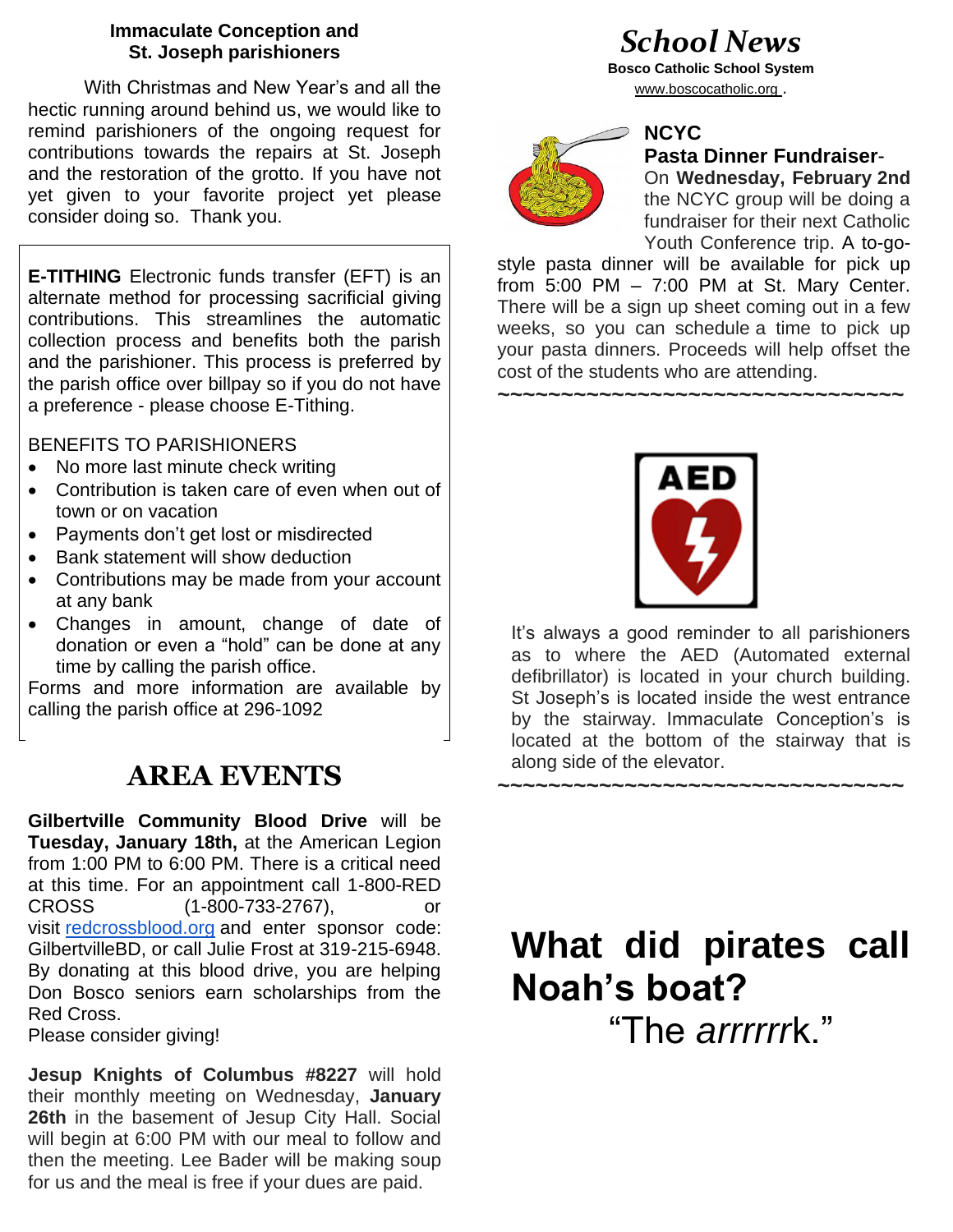**Immaculate Conception and St. Joseph parishioners**

With Christmas and New Year's and all the hectic running around behind us, we would like to remind parishioners of the ongoing request for contributions towards the repairs at St. Joseph and the restoration of the grotto. If you have not yet given to your favorite project yet please consider doing so. Thank you.

**E-TITHING** Electronic funds transfer (EFT) is an alternate method for processing sacrificial giving contributions. This streamlines the automatic collection process and benefits both the parish and the parishioner. This process is preferred by the parish office over billpay so if you do not have a preference - please choose E-Tithing.

BENEFITS TO PARISHIONERS

- No more last minute check writing
- Contribution is taken care of even when out of town or on vacation
- Payments don't get lost or misdirected
- Bank statement will show deduction
- Contributions may be made from your account at any bank
- Changes in amount, change of date of donation or even a "hold" can be done at any time by calling the parish office.

Forms and more information are available by calling the parish office at 296-1092

# AREA EVENTS

**Gilbertville Community Blood Drive** will be **Tuesday, January 18th,** at the American Legion from 1:00 PM to 6:00 PM. There is a critical need at this time. For an appointment call 1-800-RED CROSS (1-800-733-2767), or visit redcrossblood.org and enter sponsor code: GilbertvilleBD, or call Julie Frost at 319-215-6948. By donating at this blood drive, you are helping Don Bosco seniors earn scholarships from the Red Cross.
Please consider giving!

**Jesup Knights of Columbus #8227** will hold their monthly meeting on Wednesday, **January 26th** in the basement of Jesup City Hall. Social will begin at 6:00 PM with our meal to follow and then the meeting. Lee Bader will be making soup for us and the meal is free if your dues are paid.

# *School News*

**Bosco Catholic School System**
www.boscocatholic.org .

**NCYC**
**Pasta Dinner Fundraiser**-
On **Wednesday, February 2nd** the NCYC group will be doing a fundraiser for their next Catholic Youth Conference trip. A to-go-style pasta dinner will be available for pick up from 5:00 PM – 7:00 PM at St. Mary Center. There will be a sign up sheet coming out in a few weeks, so you can schedule a time to pick up your pasta dinners. Proceeds will help offset the cost of the students who are attending.

~~~~~~~~~~~~~~~~~~~~~~~~~~~~~~~~~~

AED

It's always a good reminder to all parishioners as to where the AED (Automated external defibrillator) is located in your church building. St Joseph's is located inside the west entrance by the stairway. Immaculate Conception's is located at the bottom of the stairway that is along side of the elevator.

~~~~~~~~~~~~~~~~~~~~~~~~~~~~~~~~~~

**What did pirates call Noah's boat?**

"The *arrrrrrk*."